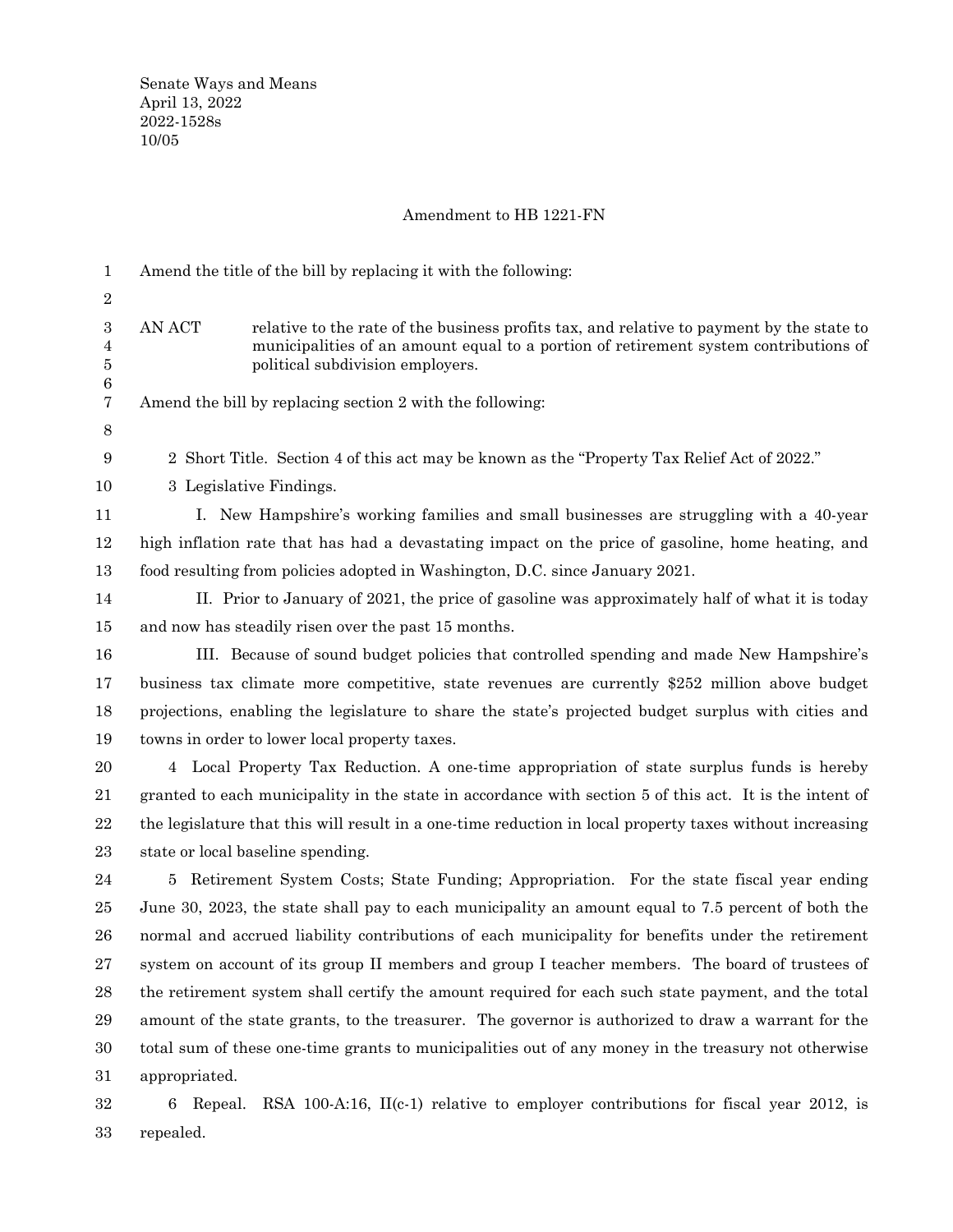Senate Ways and Means
April 13, 2022
2022-1528s
10/05

Amendment to HB 1221-FN

Amend the title of the bill by replacing it with the following:

AN ACT relative to the rate of the business profits tax, and relative to payment by the state to municipalities of an amount equal to a portion of retirement system contributions of political subdivision employers.

Amend the bill by replacing section 2 with the following:

2 Short Title. Section 4 of this act may be known as the "Property Tax Relief Act of 2022."

3 Legislative Findings.

I. New Hampshire's working families and small businesses are struggling with a 40-year high inflation rate that has had a devastating impact on the price of gasoline, home heating, and food resulting from policies adopted in Washington, D.C. since January 2021.

II. Prior to January of 2021, the price of gasoline was approximately half of what it is today and now has steadily risen over the past 15 months.

III. Because of sound budget policies that controlled spending and made New Hampshire's business tax climate more competitive, state revenues are currently $252 million above budget projections, enabling the legislature to share the state's projected budget surplus with cities and towns in order to lower local property taxes.

4 Local Property Tax Reduction. A one-time appropriation of state surplus funds is hereby granted to each municipality in the state in accordance with section 5 of this act. It is the intent of the legislature that this will result in a one-time reduction in local property taxes without increasing state or local baseline spending.

5 Retirement System Costs; State Funding; Appropriation. For the state fiscal year ending June 30, 2023, the state shall pay to each municipality an amount equal to 7.5 percent of both the normal and accrued liability contributions of each municipality for benefits under the retirement system on account of its group II members and group I teacher members. The board of trustees of the retirement system shall certify the amount required for each such state payment, and the total amount of the state grants, to the treasurer. The governor is authorized to draw a warrant for the total sum of these one-time grants to municipalities out of any money in the treasury not otherwise appropriated.

6 Repeal. RSA 100-A:16, II(c-1) relative to employer contributions for fiscal year 2012, is repealed.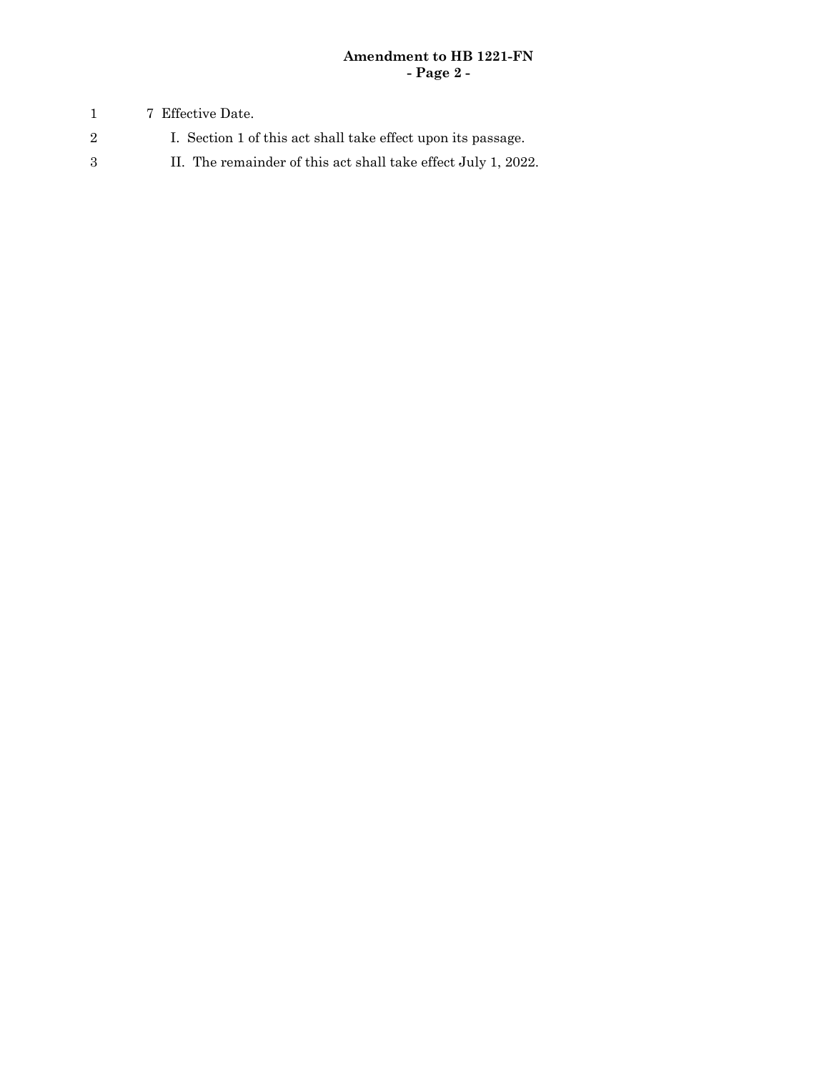7 Effective Date.

I. Section 1 of this act shall take effect upon its passage.

II. The remainder of this act shall take effect July 1, 2022.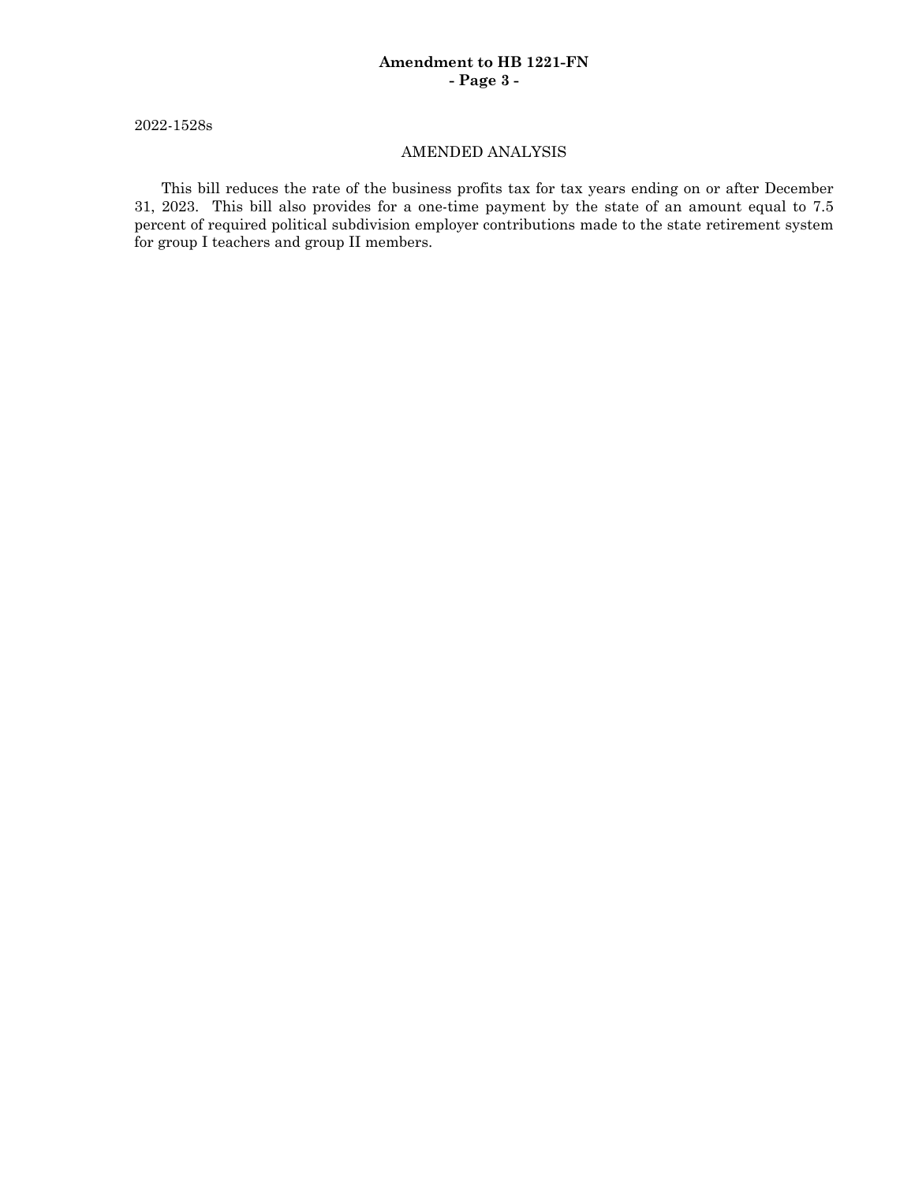2022-1528s

## AMENDED ANALYSIS

This bill reduces the rate of the business profits tax for tax years ending on or after December 31, 2023. This bill also provides for a one-time payment by the state of an amount equal to 7.5 percent of required political subdivision employer contributions made to the state retirement system for group I teachers and group II members.